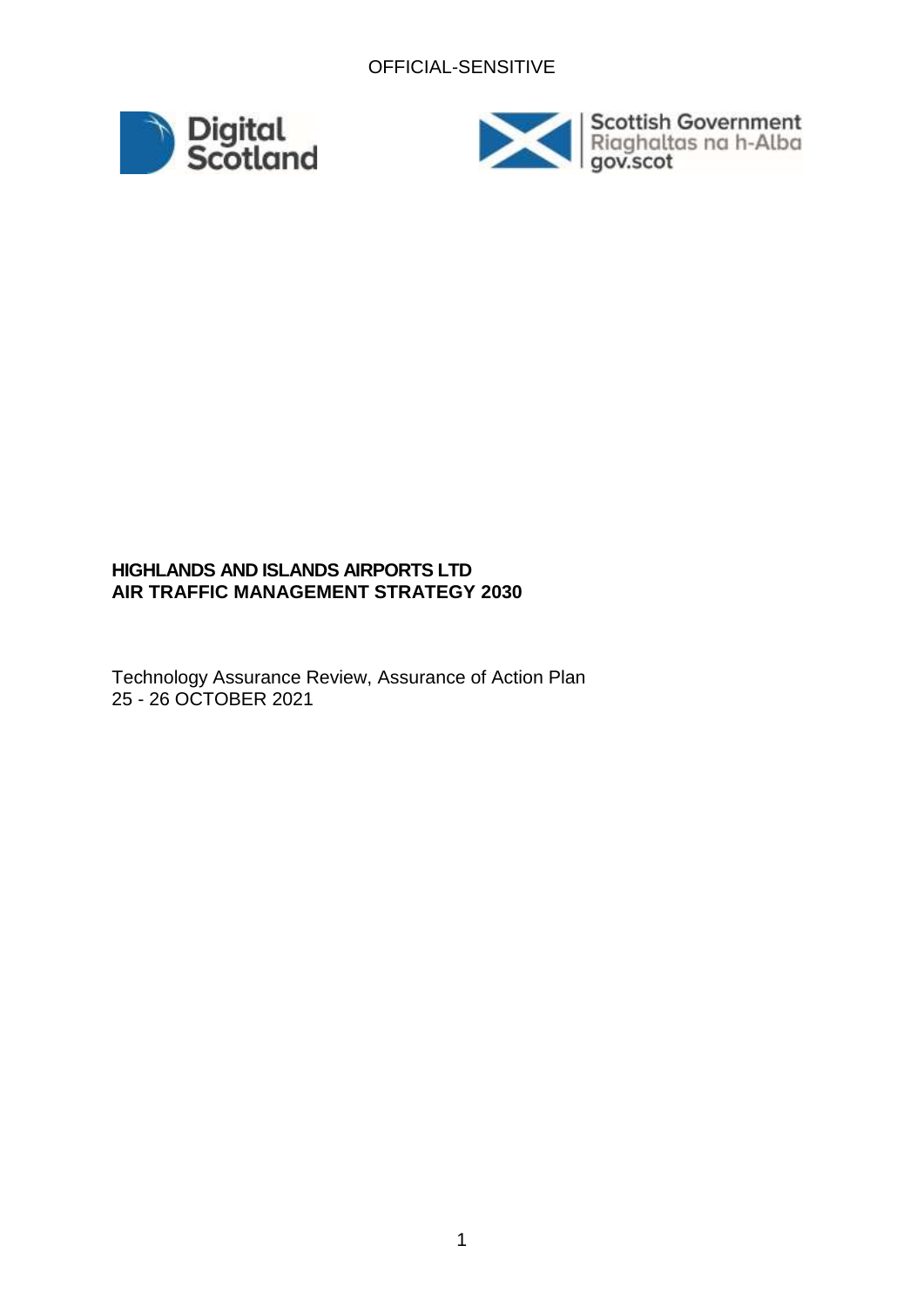OFFICIAL-SENSITIVE

**HIGHLANDS AND ISLANDS AIRPORTS LTD**
**AIR TRAFFIC MANAGEMENT STRATEGY 2030**

Technology Assurance Review, Assurance of Action Plan
25 - 26 OCTOBER 2021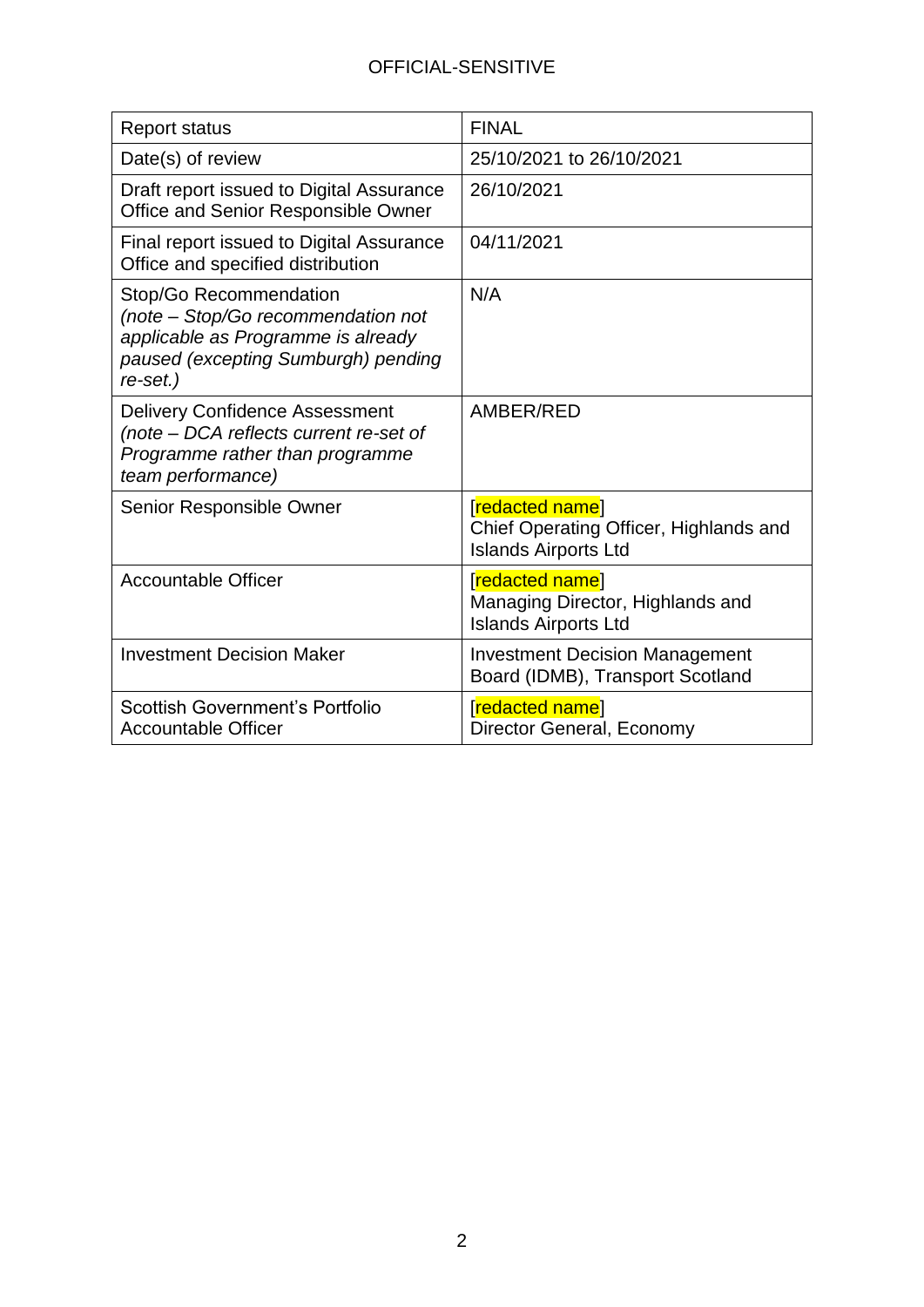| Report status | FINAL |
|---|---|
| Date(s) of review | 25/10/2021 to 26/10/2021 |
| Draft report issued to Digital Assurance Office and Senior Responsible Owner | 26/10/2021 |
| Final report issued to Digital Assurance Office and specified distribution | 04/11/2021 |
| Stop/Go Recommendation *(note – Stop/Go recommendation not applicable as Programme is already paused (excepting Sumburgh) pending re-set.)* | N/A |
| Delivery Confidence Assessment *(note – DCA reflects current re-set of Programme rather than programme team performance)* | AMBER/RED |
| Senior Responsible Owner | [redacted name] Chief Operating Officer, Highlands and Islands Airports Ltd |
| Accountable Officer | [redacted name] Managing Director, Highlands and Islands Airports Ltd |
| Investment Decision Maker | Investment Decision Management Board (IDMB), Transport Scotland |
| Scottish Government's Portfolio Accountable Officer | [redacted name] Director General, Economy |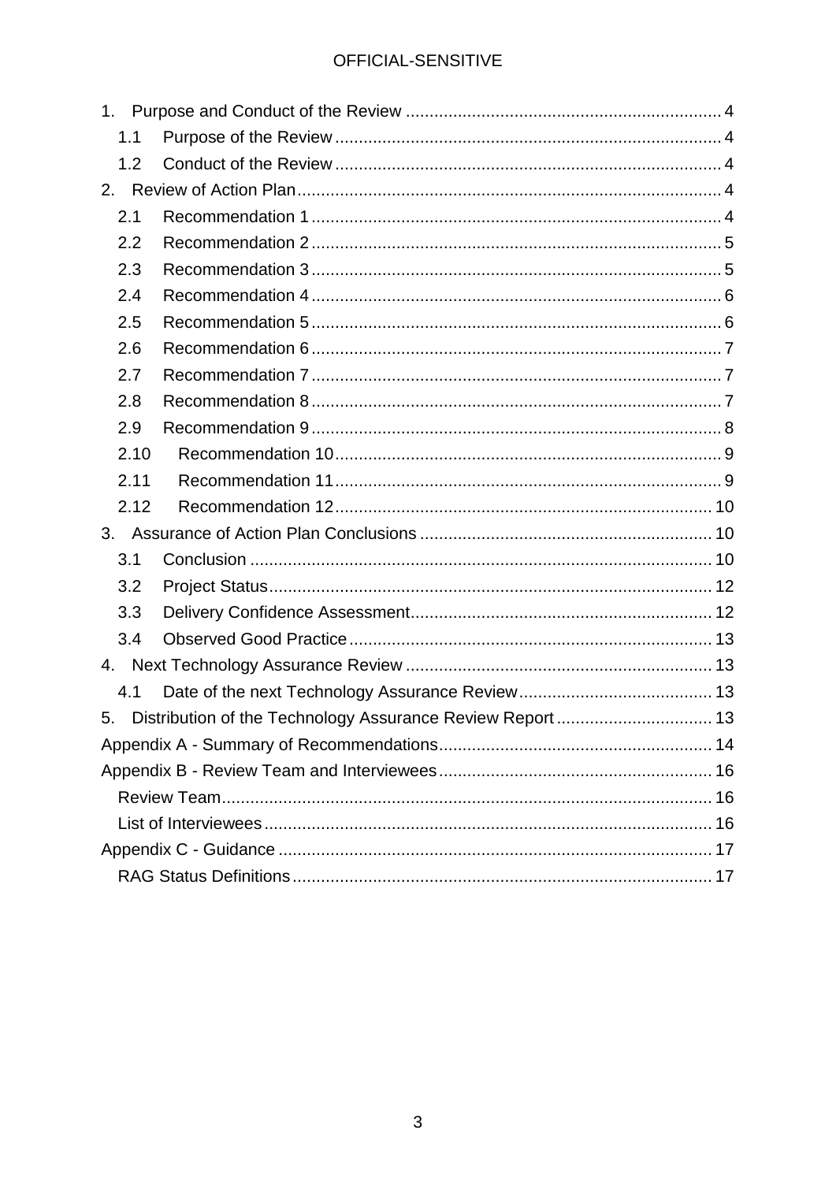1. Purpose and Conduct of the Review .................................................................. 4
   - 1.1 Purpose of the Review ................................................................................. 4
   - 1.2 Conduct of the Review ................................................................................. 4
2. Review of Action Plan ......................................................................................... 4
   - 2.1 Recommendation 1 ...................................................................................... 4
   - 2.2 Recommendation 2 ...................................................................................... 5
   - 2.3 Recommendation 3 ...................................................................................... 5
   - 2.4 Recommendation 4 ...................................................................................... 6
   - 2.5 Recommendation 5 ...................................................................................... 6
   - 2.6 Recommendation 6 ...................................................................................... 7
   - 2.7 Recommendation 7 ...................................................................................... 7
   - 2.8 Recommendation 8 ...................................................................................... 7
   - 2.9 Recommendation 9 ...................................................................................... 8
   - 2.10 Recommendation 10 ................................................................................. 9
   - 2.11 Recommendation 11 ................................................................................. 9
   - 2.12 Recommendation 12 ................................................................................ 10
3. Assurance of Action Plan Conclusions .............................................................. 10
   - 3.1 Conclusion ................................................................................................. 10
   - 3.2 Project Status ............................................................................................. 12
   - 3.3 Delivery Confidence Assessment ................................................................ 12
   - 3.4 Observed Good Practice ............................................................................. 13
4. Next Technology Assurance Review ................................................................. 13
   - 4.1 Date of the next Technology Assurance Review ......................................... 13
5. Distribution of the Technology Assurance Review Report ................................. 13

Appendix A - Summary of Recommendations .......................................................... 14

Appendix B - Review Team and Interviewees .......................................................... 16
   - Review Team ........................................................................................................ 16
   - List of Interviewees ............................................................................................... 16

Appendix C - Guidance ........................................................................................... 17
   - RAG Status Definitions ......................................................................................... 17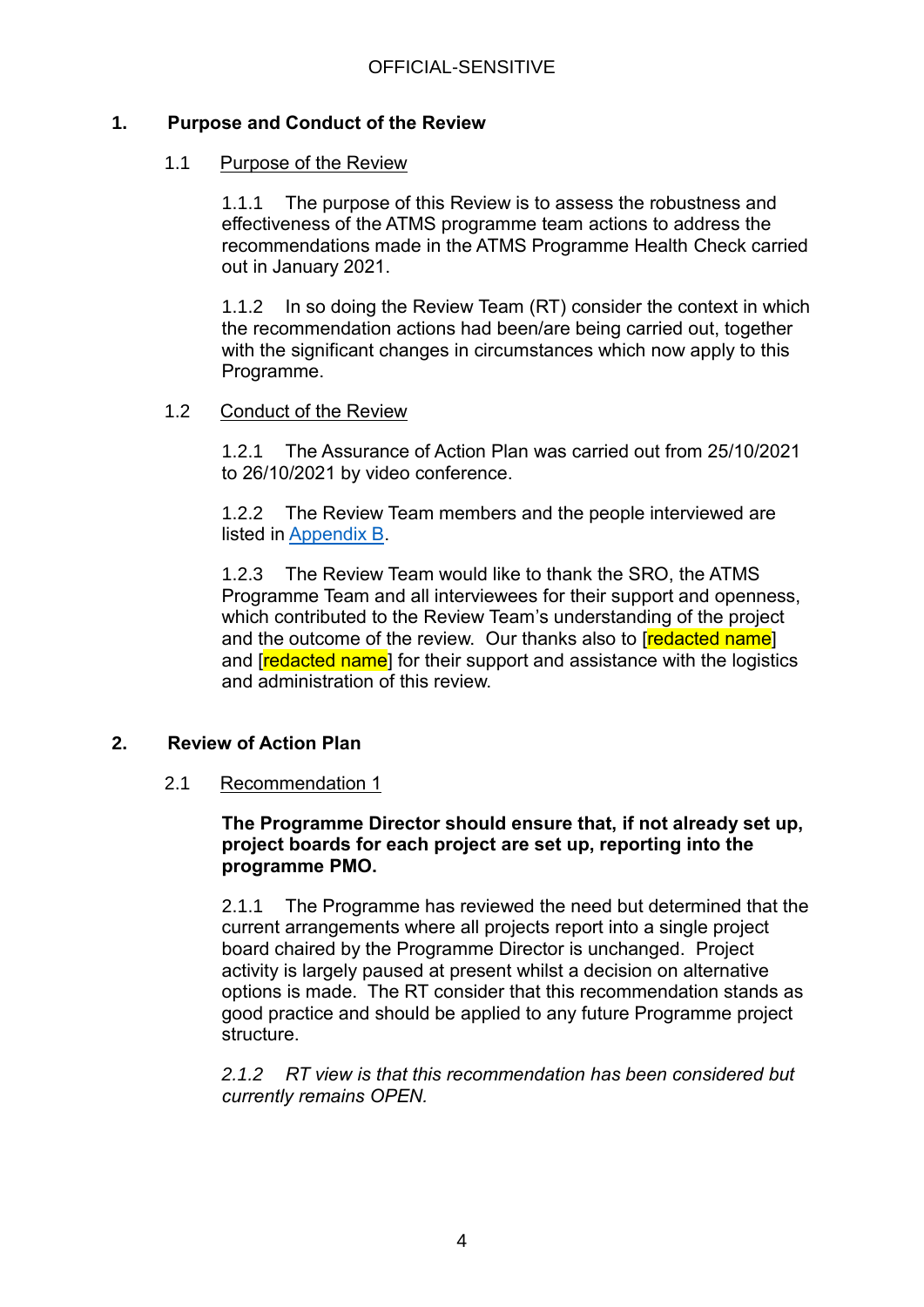OFFICIAL-SENSITIVE

## 1. Purpose and Conduct of the Review

### 1.1 Purpose of the Review

1.1.1 The purpose of this Review is to assess the robustness and effectiveness of the ATMS programme team actions to address the recommendations made in the ATMS Programme Health Check carried out in January 2021.

1.1.2 In so doing the Review Team (RT) consider the context in which the recommendation actions had been/are being carried out, together with the significant changes in circumstances which now apply to this Programme.

### 1.2 Conduct of the Review

1.2.1 The Assurance of Action Plan was carried out from 25/10/2021 to 26/10/2021 by video conference.

1.2.2 The Review Team members and the people interviewed are listed in Appendix B.

1.2.3 The Review Team would like to thank the SRO, the ATMS Programme Team and all interviewees for their support and openness, which contributed to the Review Team's understanding of the project and the outcome of the review. Our thanks also to [redacted name] and [redacted name] for their support and assistance with the logistics and administration of this review.

## 2. Review of Action Plan

### 2.1 Recommendation 1

**The Programme Director should ensure that, if not already set up, project boards for each project are set up, reporting into the programme PMO.**

2.1.1 The Programme has reviewed the need but determined that the current arrangements where all projects report into a single project board chaired by the Programme Director is unchanged. Project activity is largely paused at present whilst a decision on alternative options is made. The RT consider that this recommendation stands as good practice and should be applied to any future Programme project structure.

*2.1.2 RT view is that this recommendation has been considered but currently remains OPEN.*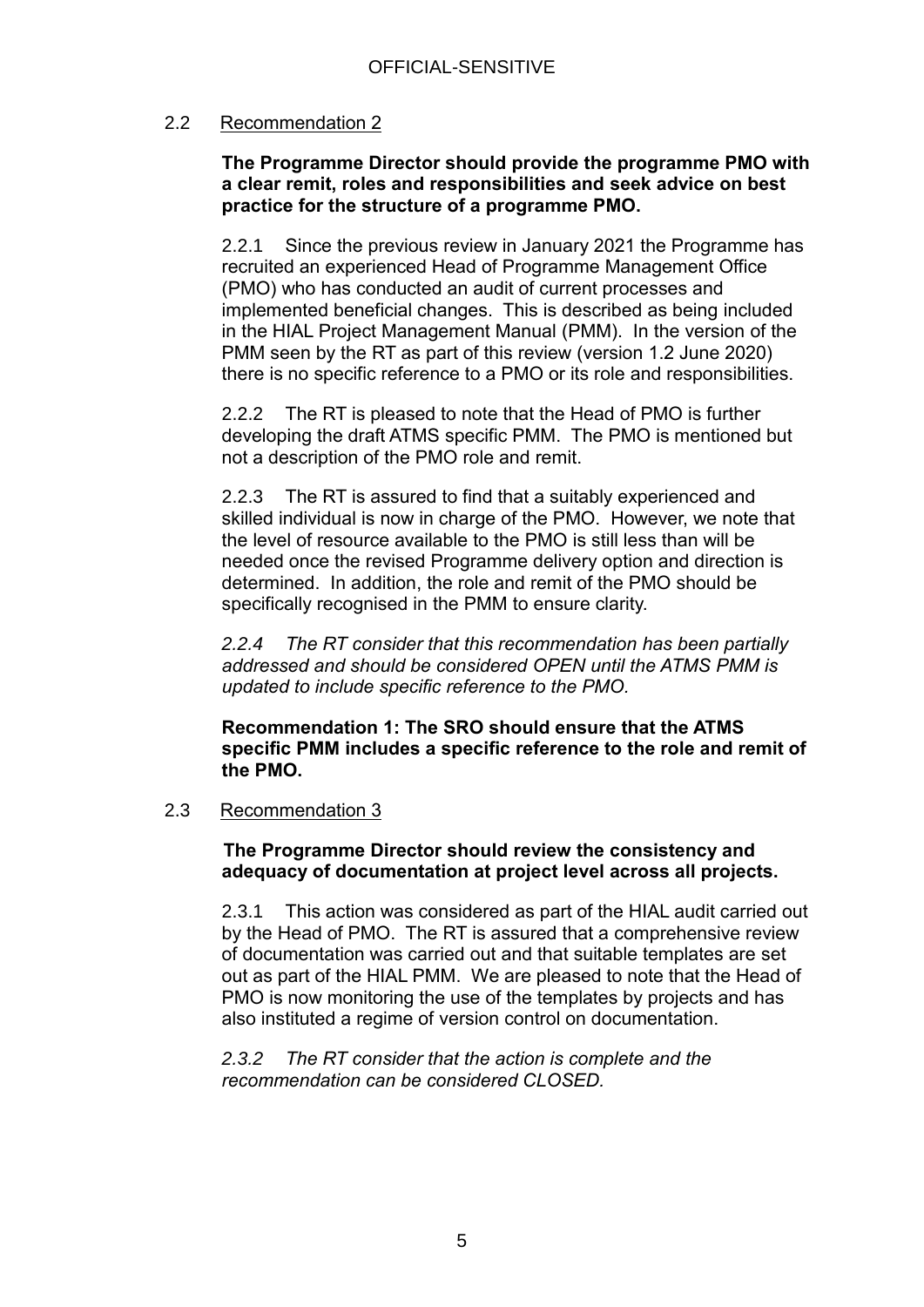### 2.2 Recommendation 2

**The Programme Director should provide the programme PMO with a clear remit, roles and responsibilities and seek advice on best practice for the structure of a programme PMO.**

2.2.1 Since the previous review in January 2021 the Programme has recruited an experienced Head of Programme Management Office (PMO) who has conducted an audit of current processes and implemented beneficial changes. This is described as being included in the HIAL Project Management Manual (PMM). In the version of the PMM seen by the RT as part of this review (version 1.2 June 2020) there is no specific reference to a PMO or its role and responsibilities.

2.2.2 The RT is pleased to note that the Head of PMO is further developing the draft ATMS specific PMM. The PMO is mentioned but not a description of the PMO role and remit.

2.2.3 The RT is assured to find that a suitably experienced and skilled individual is now in charge of the PMO. However, we note that the level of resource available to the PMO is still less than will be needed once the revised Programme delivery option and direction is determined. In addition, the role and remit of the PMO should be specifically recognised in the PMM to ensure clarity.

*2.2.4 The RT consider that this recommendation has been partially addressed and should be considered OPEN until the ATMS PMM is updated to include specific reference to the PMO.*

**Recommendation 1: The SRO should ensure that the ATMS specific PMM includes a specific reference to the role and remit of the PMO.**

### 2.3 Recommendation 3

**The Programme Director should review the consistency and adequacy of documentation at project level across all projects.**

2.3.1 This action was considered as part of the HIAL audit carried out by the Head of PMO. The RT is assured that a comprehensive review of documentation was carried out and that suitable templates are set out as part of the HIAL PMM. We are pleased to note that the Head of PMO is now monitoring the use of the templates by projects and has also instituted a regime of version control on documentation.

*2.3.2 The RT consider that the action is complete and the recommendation can be considered CLOSED.*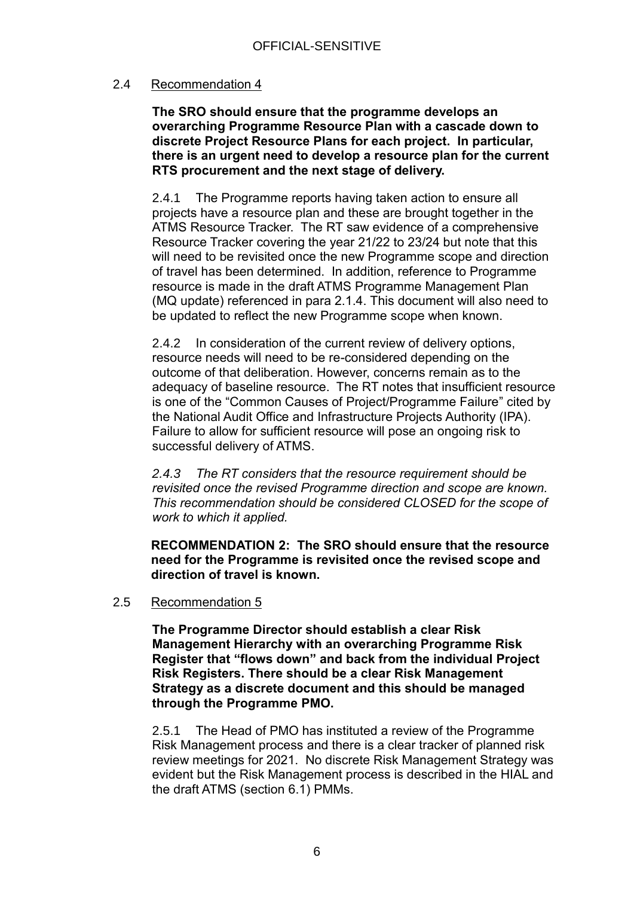## 2.4 Recommendation 4

**The SRO should ensure that the programme develops an overarching Programme Resource Plan with a cascade down to discrete Project Resource Plans for each project. In particular, there is an urgent need to develop a resource plan for the current RTS procurement and the next stage of delivery.**

2.4.1 The Programme reports having taken action to ensure all projects have a resource plan and these are brought together in the ATMS Resource Tracker. The RT saw evidence of a comprehensive Resource Tracker covering the year 21/22 to 23/24 but note that this will need to be revisited once the new Programme scope and direction of travel has been determined. In addition, reference to Programme resource is made in the draft ATMS Programme Management Plan (MQ update) referenced in para 2.1.4. This document will also need to be updated to reflect the new Programme scope when known.

2.4.2 In consideration of the current review of delivery options, resource needs will need to be re-considered depending on the outcome of that deliberation. However, concerns remain as to the adequacy of baseline resource. The RT notes that insufficient resource is one of the "Common Causes of Project/Programme Failure" cited by the National Audit Office and Infrastructure Projects Authority (IPA). Failure to allow for sufficient resource will pose an ongoing risk to successful delivery of ATMS.

*2.4.3 The RT considers that the resource requirement should be revisited once the revised Programme direction and scope are known. This recommendation should be considered CLOSED for the scope of work to which it applied.*

**RECOMMENDATION 2: The SRO should ensure that the resource need for the Programme is revisited once the revised scope and direction of travel is known.**

## 2.5 Recommendation 5

**The Programme Director should establish a clear Risk Management Hierarchy with an overarching Programme Risk Register that "flows down" and back from the individual Project Risk Registers. There should be a clear Risk Management Strategy as a discrete document and this should be managed through the Programme PMO.**

2.5.1 The Head of PMO has instituted a review of the Programme Risk Management process and there is a clear tracker of planned risk review meetings for 2021. No discrete Risk Management Strategy was evident but the Risk Management process is described in the HIAL and the draft ATMS (section 6.1) PMMs.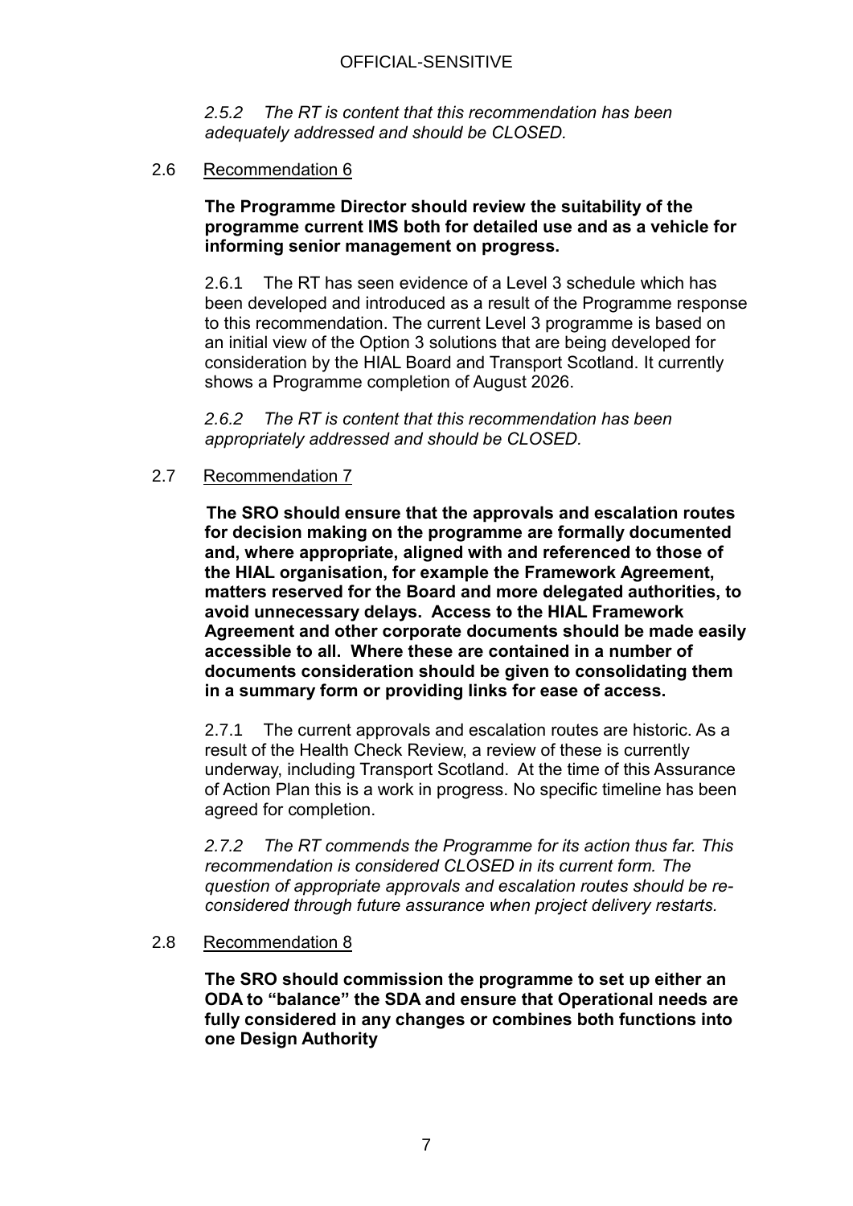*2.5.2 The RT is content that this recommendation has been adequately addressed and should be CLOSED.*

2.6 Recommendation 6

**The Programme Director should review the suitability of the programme current IMS both for detailed use and as a vehicle for informing senior management on progress.**

2.6.1 The RT has seen evidence of a Level 3 schedule which has been developed and introduced as a result of the Programme response to this recommendation. The current Level 3 programme is based on an initial view of the Option 3 solutions that are being developed for consideration by the HIAL Board and Transport Scotland. It currently shows a Programme completion of August 2026.

*2.6.2 The RT is content that this recommendation has been appropriately addressed and should be CLOSED.*

2.7 Recommendation 7

**The SRO should ensure that the approvals and escalation routes for decision making on the programme are formally documented and, where appropriate, aligned with and referenced to those of the HIAL organisation, for example the Framework Agreement, matters reserved for the Board and more delegated authorities, to avoid unnecessary delays. Access to the HIAL Framework Agreement and other corporate documents should be made easily accessible to all. Where these are contained in a number of documents consideration should be given to consolidating them in a summary form or providing links for ease of access.**

2.7.1 The current approvals and escalation routes are historic. As a result of the Health Check Review, a review of these is currently underway, including Transport Scotland. At the time of this Assurance of Action Plan this is a work in progress. No specific timeline has been agreed for completion.

*2.7.2 The RT commends the Programme for its action thus far. This recommendation is considered CLOSED in its current form. The question of appropriate approvals and escalation routes should be re-considered through future assurance when project delivery restarts.*

2.8 Recommendation 8

**The SRO should commission the programme to set up either an ODA to "balance" the SDA and ensure that Operational needs are fully considered in any changes or combines both functions into one Design Authority**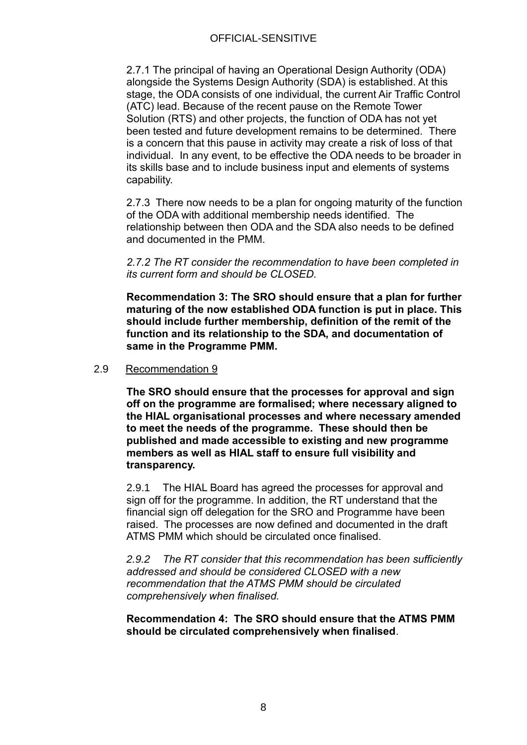2.7.1 The principal of having an Operational Design Authority (ODA) alongside the Systems Design Authority (SDA) is established. At this stage, the ODA consists of one individual, the current Air Traffic Control (ATC) lead. Because of the recent pause on the Remote Tower Solution (RTS) and other projects, the function of ODA has not yet been tested and future development remains to be determined. There is a concern that this pause in activity may create a risk of loss of that individual. In any event, to be effective the ODA needs to be broader in its skills base and to include business input and elements of systems capability.

2.7.3 There now needs to be a plan for ongoing maturity of the function of the ODA with additional membership needs identified. The relationship between then ODA and the SDA also needs to be defined and documented in the PMM.

*2.7.2 The RT consider the recommendation to have been completed in its current form and should be CLOSED.*

**Recommendation 3: The SRO should ensure that a plan for further maturing of the now established ODA function is put in place. This should include further membership, definition of the remit of the function and its relationship to the SDA, and documentation of same in the Programme PMM.**

2.9 Recommendation 9

**The SRO should ensure that the processes for approval and sign off on the programme are formalised; where necessary aligned to the HIAL organisational processes and where necessary amended to meet the needs of the programme. These should then be published and made accessible to existing and new programme members as well as HIAL staff to ensure full visibility and transparency.**

2.9.1 The HIAL Board has agreed the processes for approval and sign off for the programme. In addition, the RT understand that the financial sign off delegation for the SRO and Programme have been raised. The processes are now defined and documented in the draft ATMS PMM which should be circulated once finalised.

*2.9.2 The RT consider that this recommendation has been sufficiently addressed and should be considered CLOSED with a new recommendation that the ATMS PMM should be circulated comprehensively when finalised.*

**Recommendation 4: The SRO should ensure that the ATMS PMM should be circulated comprehensively when finalised**.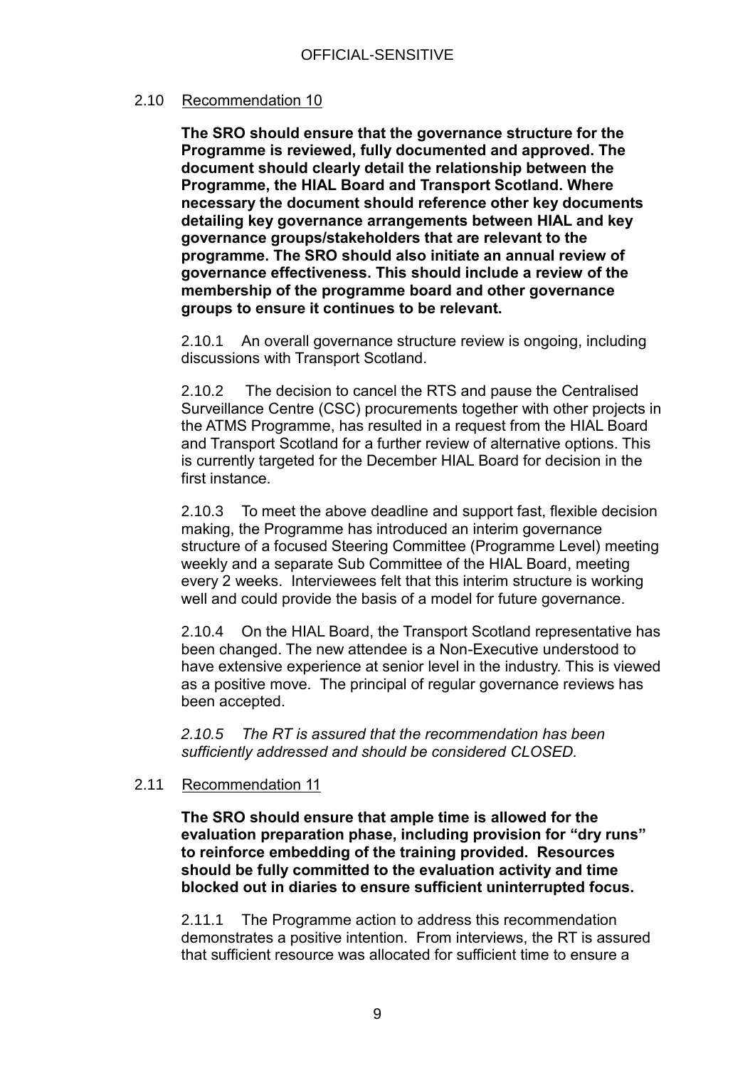## 2.10 Recommendation 10

**The SRO should ensure that the governance structure for the Programme is reviewed, fully documented and approved. The document should clearly detail the relationship between the Programme, the HIAL Board and Transport Scotland. Where necessary the document should reference other key documents detailing key governance arrangements between HIAL and key governance groups/stakeholders that are relevant to the programme. The SRO should also initiate an annual review of governance effectiveness. This should include a review of the membership of the programme board and other governance groups to ensure it continues to be relevant.**

2.10.1 An overall governance structure review is ongoing, including discussions with Transport Scotland.

2.10.2 The decision to cancel the RTS and pause the Centralised Surveillance Centre (CSC) procurements together with other projects in the ATMS Programme, has resulted in a request from the HIAL Board and Transport Scotland for a further review of alternative options. This is currently targeted for the December HIAL Board for decision in the first instance.

2.10.3 To meet the above deadline and support fast, flexible decision making, the Programme has introduced an interim governance structure of a focused Steering Committee (Programme Level) meeting weekly and a separate Sub Committee of the HIAL Board, meeting every 2 weeks. Interviewees felt that this interim structure is working well and could provide the basis of a model for future governance.

2.10.4 On the HIAL Board, the Transport Scotland representative has been changed. The new attendee is a Non-Executive understood to have extensive experience at senior level in the industry. This is viewed as a positive move. The principal of regular governance reviews has been accepted.

*2.10.5 The RT is assured that the recommendation has been sufficiently addressed and should be considered CLOSED.*

## 2.11 Recommendation 11

**The SRO should ensure that ample time is allowed for the evaluation preparation phase, including provision for "dry runs" to reinforce embedding of the training provided. Resources should be fully committed to the evaluation activity and time blocked out in diaries to ensure sufficient uninterrupted focus.**

2.11.1 The Programme action to address this recommendation demonstrates a positive intention. From interviews, the RT is assured that sufficient resource was allocated for sufficient time to ensure a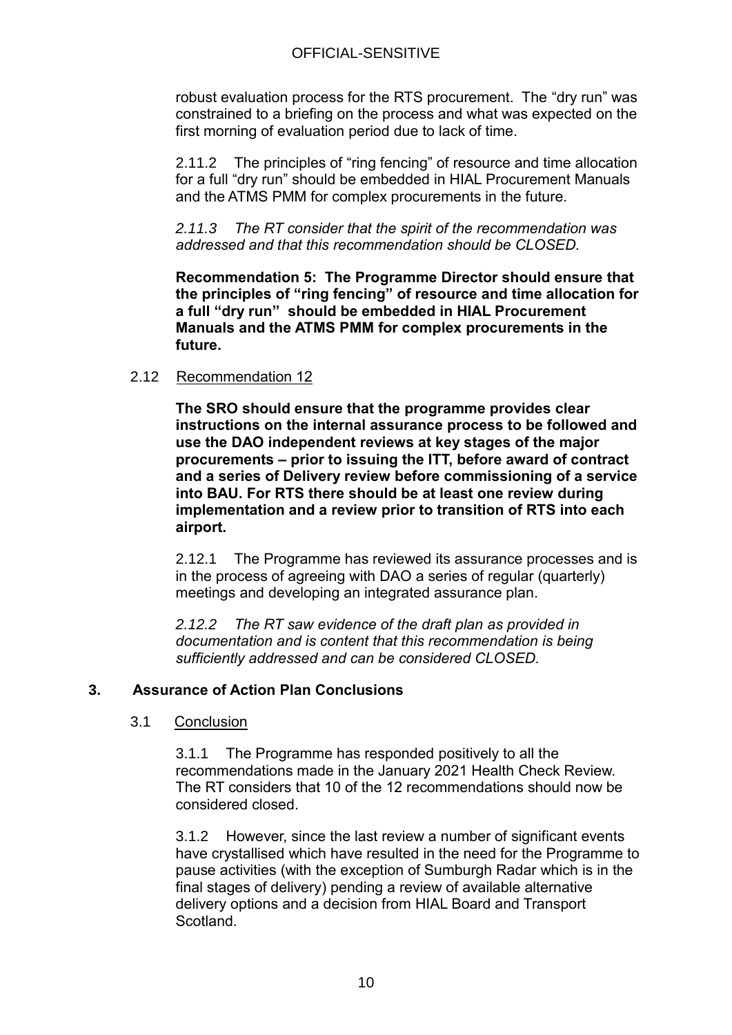robust evaluation process for the RTS procurement. The "dry run" was constrained to a briefing on the process and what was expected on the first morning of evaluation period due to lack of time.

2.11.2 The principles of "ring fencing" of resource and time allocation for a full "dry run" should be embedded in HIAL Procurement Manuals and the ATMS PMM for complex procurements in the future.

*2.11.3 The RT consider that the spirit of the recommendation was addressed and that this recommendation should be CLOSED.*

**Recommendation 5: The Programme Director should ensure that the principles of "ring fencing" of resource and time allocation for a full "dry run" should be embedded in HIAL Procurement Manuals and the ATMS PMM for complex procurements in the future.**

2.12 Recommendation 12

**The SRO should ensure that the programme provides clear instructions on the internal assurance process to be followed and use the DAO independent reviews at key stages of the major procurements – prior to issuing the ITT, before award of contract and a series of Delivery review before commissioning of a service into BAU. For RTS there should be at least one review during implementation and a review prior to transition of RTS into each airport.**

2.12.1 The Programme has reviewed its assurance processes and is in the process of agreeing with DAO a series of regular (quarterly) meetings and developing an integrated assurance plan.

*2.12.2 The RT saw evidence of the draft plan as provided in documentation and is content that this recommendation is being sufficiently addressed and can be considered CLOSED.*

## 3. Assurance of Action Plan Conclusions

3.1 Conclusion

3.1.1 The Programme has responded positively to all the recommendations made in the January 2021 Health Check Review. The RT considers that 10 of the 12 recommendations should now be considered closed.

3.1.2 However, since the last review a number of significant events have crystallised which have resulted in the need for the Programme to pause activities (with the exception of Sumburgh Radar which is in the final stages of delivery) pending a review of available alternative delivery options and a decision from HIAL Board and Transport Scotland.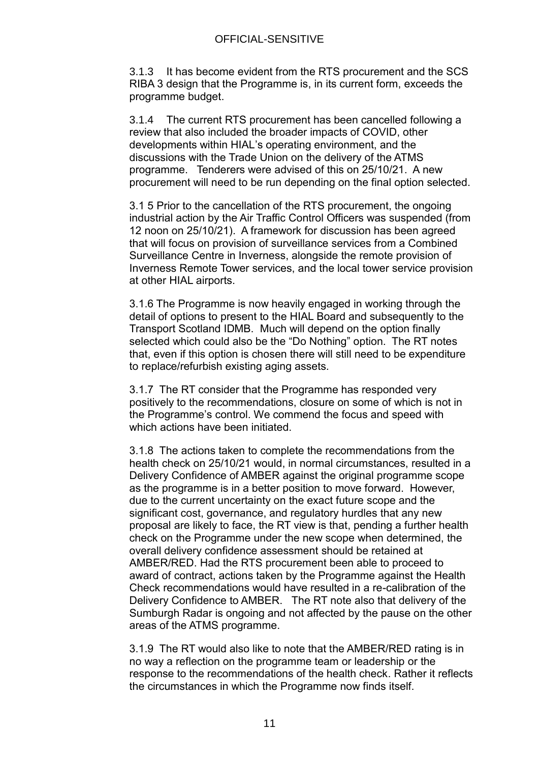3.1.3 It has become evident from the RTS procurement and the SCS RIBA 3 design that the Programme is, in its current form, exceeds the programme budget.

3.1.4 The current RTS procurement has been cancelled following a review that also included the broader impacts of COVID, other developments within HIAL's operating environment, and the discussions with the Trade Union on the delivery of the ATMS programme. Tenderers were advised of this on 25/10/21. A new procurement will need to be run depending on the final option selected.

3.1 5 Prior to the cancellation of the RTS procurement, the ongoing industrial action by the Air Traffic Control Officers was suspended (from 12 noon on 25/10/21). A framework for discussion has been agreed that will focus on provision of surveillance services from a Combined Surveillance Centre in Inverness, alongside the remote provision of Inverness Remote Tower services, and the local tower service provision at other HIAL airports.

3.1.6 The Programme is now heavily engaged in working through the detail of options to present to the HIAL Board and subsequently to the Transport Scotland IDMB. Much will depend on the option finally selected which could also be the "Do Nothing" option. The RT notes that, even if this option is chosen there will still need to be expenditure to replace/refurbish existing aging assets.

3.1.7 The RT consider that the Programme has responded very positively to the recommendations, closure on some of which is not in the Programme's control. We commend the focus and speed with which actions have been initiated.

3.1.8 The actions taken to complete the recommendations from the health check on 25/10/21 would, in normal circumstances, resulted in a Delivery Confidence of AMBER against the original programme scope as the programme is in a better position to move forward. However, due to the current uncertainty on the exact future scope and the significant cost, governance, and regulatory hurdles that any new proposal are likely to face, the RT view is that, pending a further health check on the Programme under the new scope when determined, the overall delivery confidence assessment should be retained at AMBER/RED. Had the RTS procurement been able to proceed to award of contract, actions taken by the Programme against the Health Check recommendations would have resulted in a re-calibration of the Delivery Confidence to AMBER. The RT note also that delivery of the Sumburgh Radar is ongoing and not affected by the pause on the other areas of the ATMS programme.

3.1.9 The RT would also like to note that the AMBER/RED rating is in no way a reflection on the programme team or leadership or the response to the recommendations of the health check. Rather it reflects the circumstances in which the Programme now finds itself.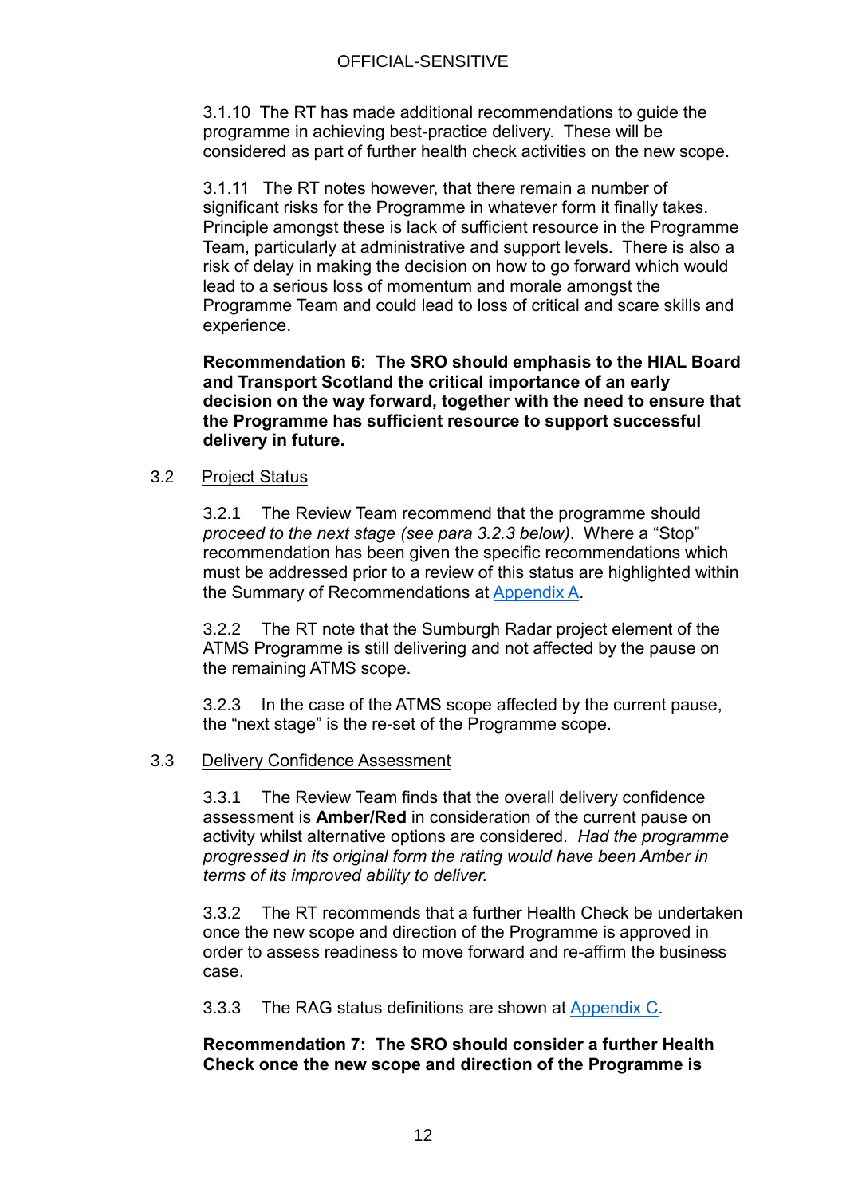3.1.10 The RT has made additional recommendations to guide the programme in achieving best-practice delivery. These will be considered as part of further health check activities on the new scope.

3.1.11 The RT notes however, that there remain a number of significant risks for the Programme in whatever form it finally takes. Principle amongst these is lack of sufficient resource in the Programme Team, particularly at administrative and support levels. There is also a risk of delay in making the decision on how to go forward which would lead to a serious loss of momentum and morale amongst the Programme Team and could lead to loss of critical and scare skills and experience.

**Recommendation 6: The SRO should emphasis to the HIAL Board and Transport Scotland the critical importance of an early decision on the way forward, together with the need to ensure that the Programme has sufficient resource to support successful delivery in future.**

3.2 Project Status

3.2.1 The Review Team recommend that the programme should *proceed to the next stage (see para 3.2.3 below)*. Where a "Stop" recommendation has been given the specific recommendations which must be addressed prior to a review of this status are highlighted within the Summary of Recommendations at Appendix A.

3.2.2 The RT note that the Sumburgh Radar project element of the ATMS Programme is still delivering and not affected by the pause on the remaining ATMS scope.

3.2.3 In the case of the ATMS scope affected by the current pause, the "next stage" is the re-set of the Programme scope.

3.3 Delivery Confidence Assessment

3.3.1 The Review Team finds that the overall delivery confidence assessment is **Amber/Red** in consideration of the current pause on activity whilst alternative options are considered. *Had the programme progressed in its original form the rating would have been Amber in terms of its improved ability to deliver.*

3.3.2 The RT recommends that a further Health Check be undertaken once the new scope and direction of the Programme is approved in order to assess readiness to move forward and re-affirm the business case.

3.3.3 The RAG status definitions are shown at Appendix C.

**Recommendation 7: The SRO should consider a further Health Check once the new scope and direction of the Programme is**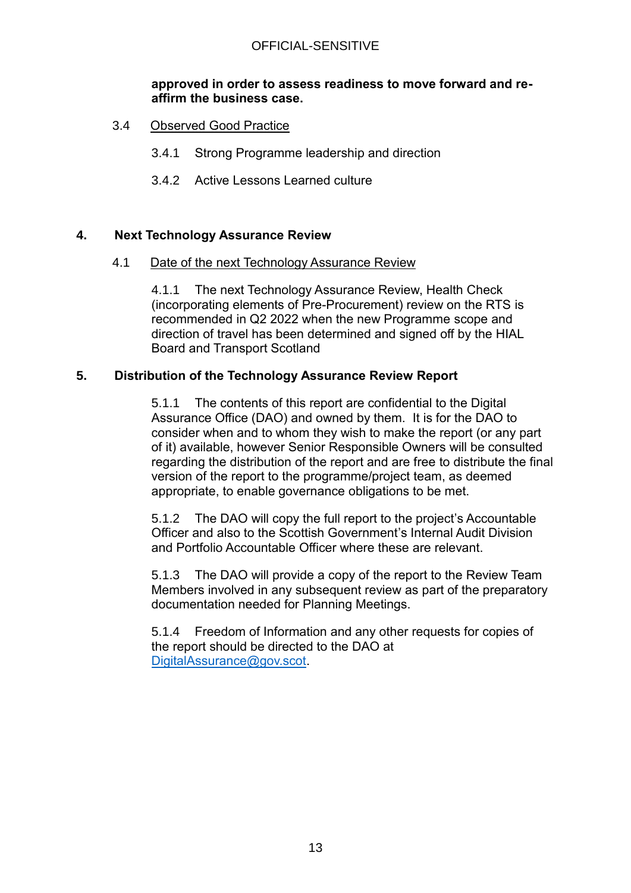**approved in order to assess readiness to move forward and re-affirm the business case.**

3.4 Observed Good Practice

3.4.1 Strong Programme leadership and direction

3.4.2 Active Lessons Learned culture

## 4. Next Technology Assurance Review

4.1 Date of the next Technology Assurance Review

4.1.1 The next Technology Assurance Review, Health Check (incorporating elements of Pre-Procurement) review on the RTS is recommended in Q2 2022 when the new Programme scope and direction of travel has been determined and signed off by the HIAL Board and Transport Scotland

## 5. Distribution of the Technology Assurance Review Report

5.1.1 The contents of this report are confidential to the Digital Assurance Office (DAO) and owned by them. It is for the DAO to consider when and to whom they wish to make the report (or any part of it) available, however Senior Responsible Owners will be consulted regarding the distribution of the report and are free to distribute the final version of the report to the programme/project team, as deemed appropriate, to enable governance obligations to be met.

5.1.2 The DAO will copy the full report to the project's Accountable Officer and also to the Scottish Government's Internal Audit Division and Portfolio Accountable Officer where these are relevant.

5.1.3 The DAO will provide a copy of the report to the Review Team Members involved in any subsequent review as part of the preparatory documentation needed for Planning Meetings.

5.1.4 Freedom of Information and any other requests for copies of the report should be directed to the DAO at DigitalAssurance@gov.scot.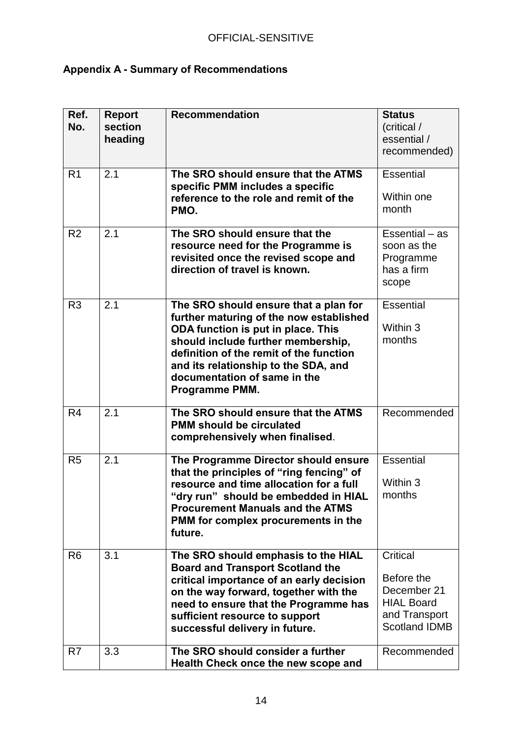OFFICIAL-SENSITIVE

## Appendix A - Summary of Recommendations

| Ref. No. | Report section heading | Recommendation | Status (critical / essential / recommended) |
|---|---|---|---|
| R1 | 2.1 | **The SRO should ensure that the ATMS specific PMM includes a specific reference to the role and remit of the PMO.** | Essential<br><br>Within one month |
| R2 | 2.1 | **The SRO should ensure that the resource need for the Programme is revisited once the revised scope and direction of travel is known.** | Essential – as soon as the Programme has a firm scope |
| R3 | 2.1 | **The SRO should ensure that a plan for further maturing of the now established ODA function is put in place. This should include further membership, definition of the remit of the function and its relationship to the SDA, and documentation of same in the Programme PMM.** | Essential<br><br>Within 3 months |
| R4 | 2.1 | **The SRO should ensure that the ATMS PMM should be circulated comprehensively when finalised**. | Recommended |
| R5 | 2.1 | **The Programme Director should ensure that the principles of "ring fencing" of resource and time allocation for a full "dry run" should be embedded in HIAL Procurement Manuals and the ATMS PMM for complex procurements in the future.** | Essential<br><br>Within 3 months |
| R6 | 3.1 | **The SRO should emphasis to the HIAL Board and Transport Scotland the critical importance of an early decision on the way forward, together with the need to ensure that the Programme has sufficient resource to support successful delivery in future.** | Critical<br><br>Before the December 21 HIAL Board and Transport Scotland IDMB |
| R7 | 3.3 | **The SRO should consider a further Health Check once the new scope and** | Recommended |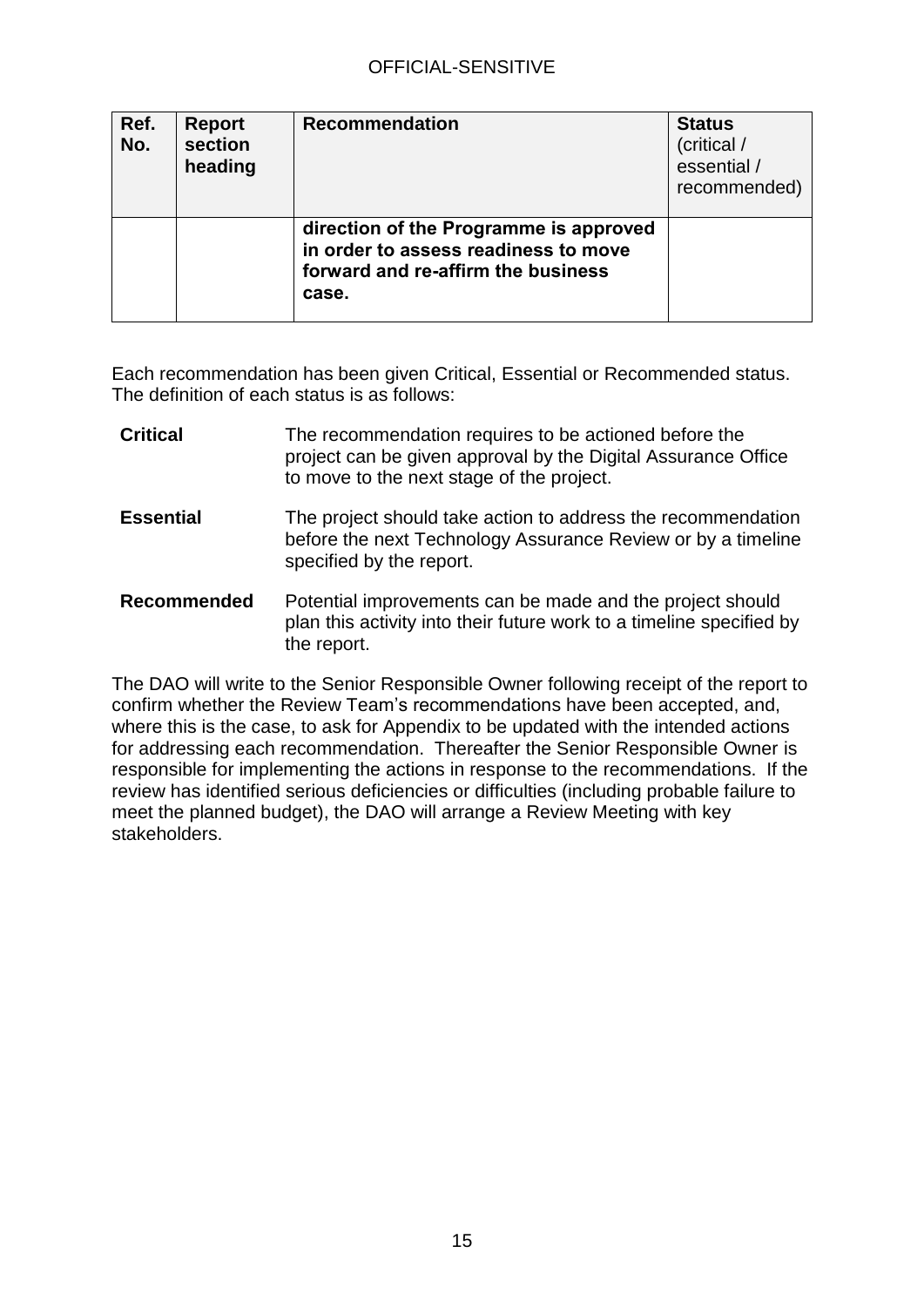| Ref. No. | Report section heading | Recommendation | Status (critical / essential / recommended) |
|---|---|---|---|
| | | **direction of the Programme is approved in order to assess readiness to move forward and re-affirm the business case.** | |

Each recommendation has been given Critical, Essential or Recommended status. The definition of each status is as follows:

**Critical** The recommendation requires to be actioned before the project can be given approval by the Digital Assurance Office to move to the next stage of the project.

**Essential** The project should take action to address the recommendation before the next Technology Assurance Review or by a timeline specified by the report.

**Recommended** Potential improvements can be made and the project should plan this activity into their future work to a timeline specified by the report.

The DAO will write to the Senior Responsible Owner following receipt of the report to confirm whether the Review Team's recommendations have been accepted, and, where this is the case, to ask for Appendix to be updated with the intended actions for addressing each recommendation. Thereafter the Senior Responsible Owner is responsible for implementing the actions in response to the recommendations. If the review has identified serious deficiencies or difficulties (including probable failure to meet the planned budget), the DAO will arrange a Review Meeting with key stakeholders.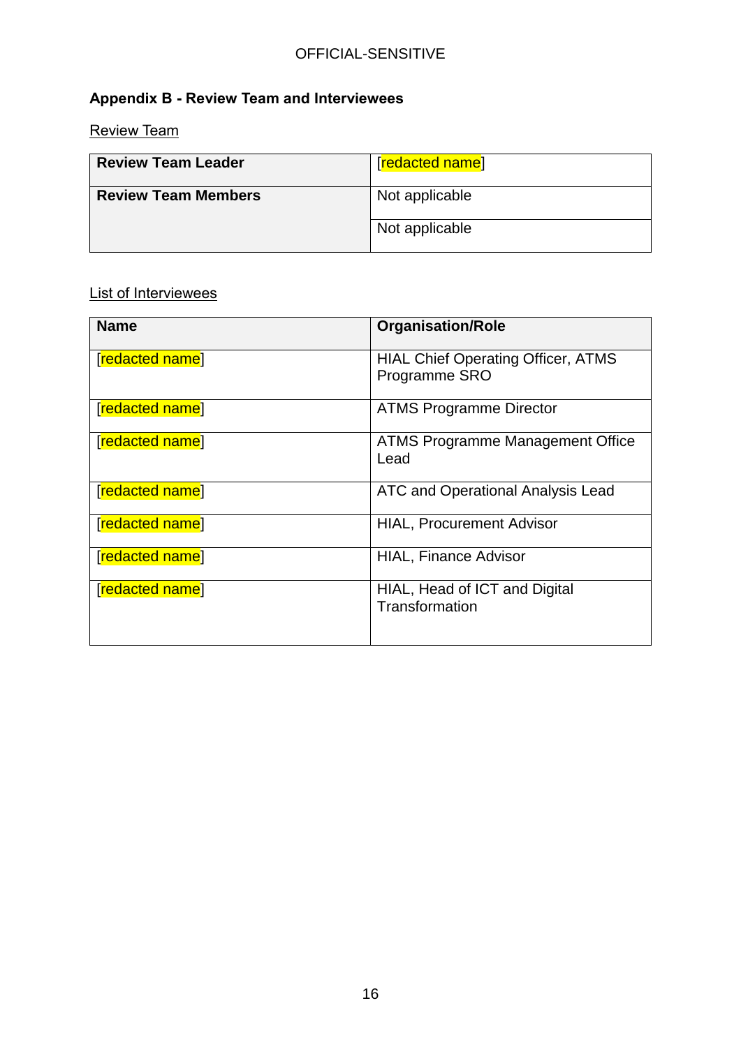## Appendix B - Review Team and Interviewees

Review Team

| Review Team Leader | [redacted name] |
|---|---|
| Review Team Members | Not applicable |
| | Not applicable |

List of Interviewees

| Name | Organisation/Role |
|---|---|
| [redacted name] | HIAL Chief Operating Officer, ATMS Programme SRO |
| [redacted name] | ATMS Programme Director |
| [redacted name] | ATMS Programme Management Office Lead |
| [redacted name] | ATC and Operational Analysis Lead |
| [redacted name] | HIAL, Procurement Advisor |
| [redacted name] | HIAL, Finance Advisor |
| [redacted name] | HIAL, Head of ICT and Digital Transformation |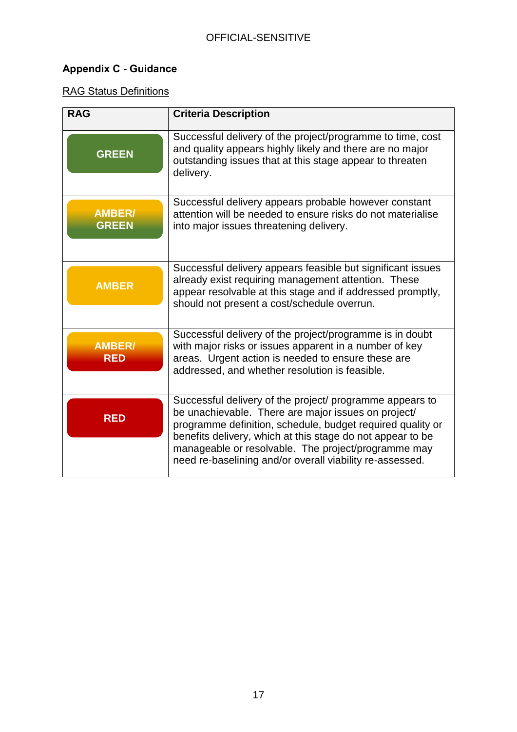## Appendix C - Guidance

RAG Status Definitions

| RAG | Criteria Description |
|---|---|
| GREEN | Successful delivery of the project/programme to time, cost and quality appears highly likely and there are no major outstanding issues that at this stage appear to threaten delivery. |
| AMBER/ GREEN | Successful delivery appears probable however constant attention will be needed to ensure risks do not materialise into major issues threatening delivery. |
| AMBER | Successful delivery appears feasible but significant issues already exist requiring management attention. These appear resolvable at this stage and if addressed promptly, should not present a cost/schedule overrun. |
| AMBER/ RED | Successful delivery of the project/programme is in doubt with major risks or issues apparent in a number of key areas. Urgent action is needed to ensure these are addressed, and whether resolution is feasible. |
| RED | Successful delivery of the project/ programme appears to be unachievable. There are major issues on project/ programme definition, schedule, budget required quality or benefits delivery, which at this stage do not appear to be manageable or resolvable. The project/programme may need re-baselining and/or overall viability re-assessed. |